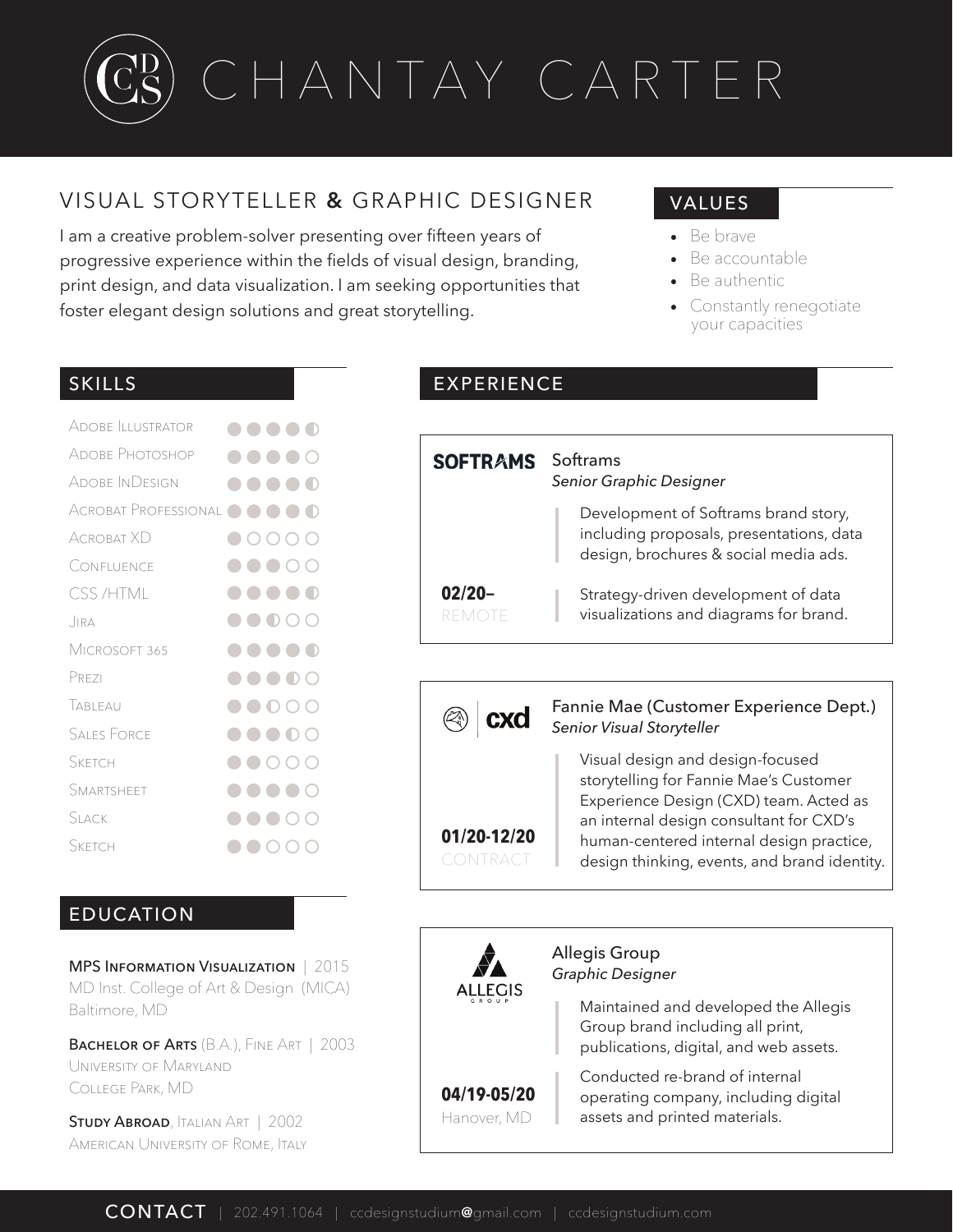# CHANTAY CARTER

## VISUAL STORYTELLER & GRAPHIC DESIGNER

I am a creative problem-solver presenting over fifteen years of progressive experience within the fields of visual design, branding, print design, and data visualization. I am seeking opportunities that foster elegant design solutions and great storytelling.

## VALUES

- Be brave
- Be accountable
- Be authentic
- Constantly renegotiate your capacities

## SKILLS

| Skill | Rating |
| --- | --- |
| Adobe Illustrator | ●●●●◐ |
| Adobe Photoshop | ●●●●○ |
| Adobe InDesign | ●●●●◐ |
| Acrobat Professional | ●●●●◐ |
| Acrobat XD | ●○○○○ |
| Confluence | ●●●○○ |
| CSS /HTML | ●●●●◐ |
| Jira | ●●◐○○ |
| Microsoft 365 | ●●●●◐ |
| Prezi | ●●●◐○ |
| Tableau | ●●◐○○ |
| Sales Force | ●●●◐○ |
| Sketch | ●●○○○ |
| Smartsheet | ●●●●○ |
| Slack | ●●●○○ |
| Sketch | ●●○○○ |

## EDUCATION

**MPS Information Visualization** | 2015
MD Inst. College of Art & Design (MICA)
Baltimore, MD

**Bachelor of Arts** (B.A.), Fine Art | 2003
University of Maryland
College Park, MD

**Study Abroad**, Italian Art | 2002
American University of Rome, Italy

## EXPERIENCE

### Softrams
*Senior Graphic Designer*

**02/20–**
REMOTE

- Development of Softrams brand story, including proposals, presentations, data design, brochures & social media ads.
- Strategy-driven development of data visualizations and diagrams for brand.

### Fannie Mae (Customer Experience Dept.)
*Senior Visual Storyteller*

**01/20-12/20**
CONTRACT

- Visual design and design-focused storytelling for Fannie Mae's Customer Experience Design (CXD) team. Acted as an internal design consultant for CXD's human-centered internal design practice, design thinking, events, and brand identity.

### Allegis Group
*Graphic Designer*

**04/19-05/20**
Hanover, MD

- Maintained and developed the Allegis Group brand including all print, publications, digital, and web assets.
- Conducted re-brand of internal operating company, including digital assets and printed materials.

## CONTACT

202.491.1064 | ccdesignstudium@gmail.com | ccdesignstudium.com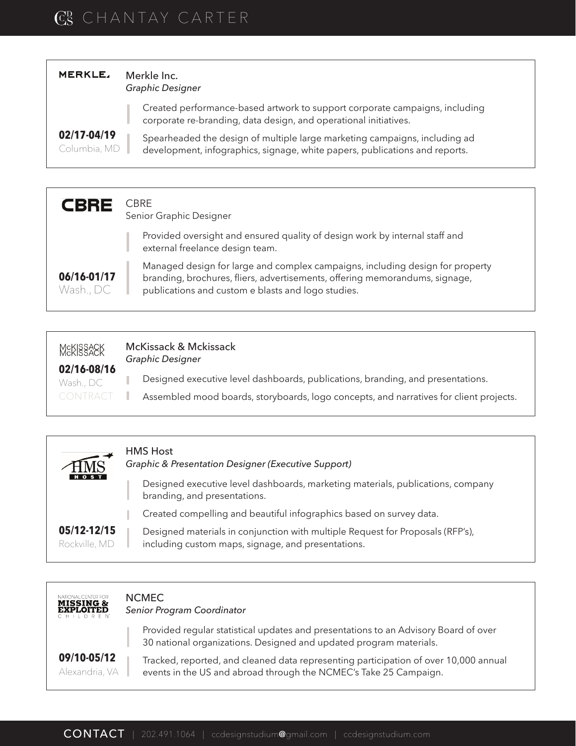# CHANTAY CARTER

## Merkle Inc.
*Graphic Designer*

**02/17-04/19**
Columbia, MD

- Created performance-based artwork to support corporate campaigns, including corporate re-branding, data design, and operational initiatives.
- Spearheaded the design of multiple large marketing campaigns, including ad development, infographics, signage, white papers, publications and reports.

## CBRE
Senior Graphic Designer

**06/16-01/17**
Wash., DC

- Provided oversight and ensured quality of design work by internal staff and external freelance design team.
- Managed design for large and complex campaigns, including design for property branding, brochures, fliers, advertisements, offering memorandums, signage, publications and custom e blasts and logo studies.

## McKissack & Mckissack
*Graphic Designer*

**02/16-08/16**
Wash., DC
CONTRACT

- Designed executive level dashboards, publications, branding, and presentations.
- Assembled mood boards, storyboards, logo concepts, and narratives for client projects.

## HMS Host
*Graphic & Presentation Designer (Executive Support)*

**05/12-12/15**
Rockville, MD

- Designed executive level dashboards, marketing materials, publications, company branding, and presentations.
- Created compelling and beautiful infographics based on survey data.
- Designed materials in conjunction with multiple Request for Proposals (RFP's), including custom maps, signage, and presentations.

## NCMEC
*Senior Program Coordinator*

**09/10-05/12**
Alexandria, VA

- Provided regular statistical updates and presentations to an Advisory Board of over 30 national organizations. Designed and updated program materials.
- Tracked, reported, and cleaned data representing participation of over 10,000 annual events in the US and abroad through the NCMEC's Take 25 Campaign.

CONTACT | 202.491.1064 | ccdesignstudium@gmail.com | ccdesignstudium.com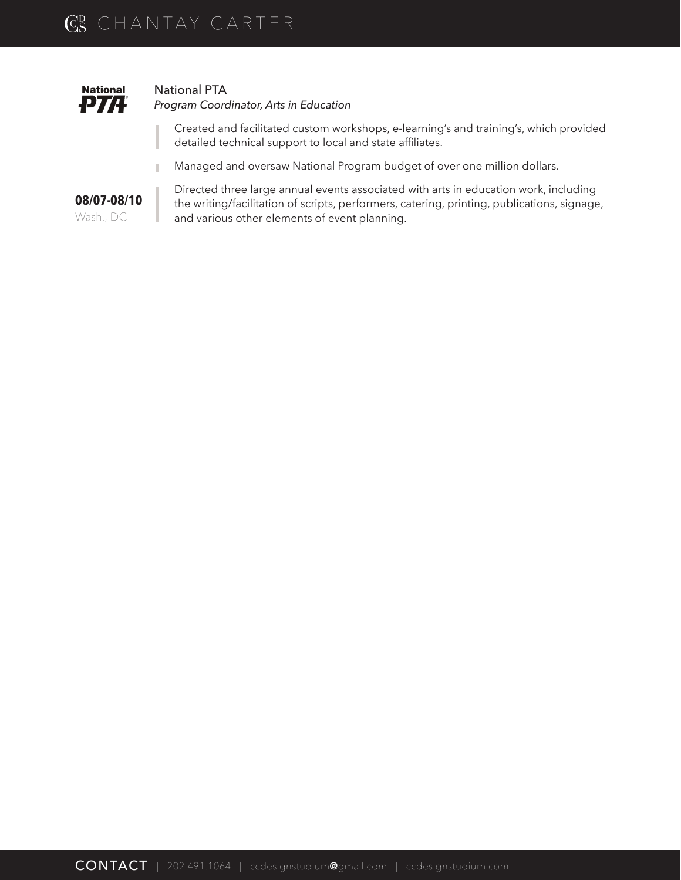National PTA

*Program Coordinator, Arts in Education*

**08/07-08/10**

Wash., DC

- Created and facilitated custom workshops, e-learning's and training's, which provided detailed technical support to local and state affiliates.
- Managed and oversaw National Program budget of over one million dollars.
- Directed three large annual events associated with arts in education work, including the writing/facilitation of scripts, performers, catering, printing, publications, signage, and various other elements of event planning.